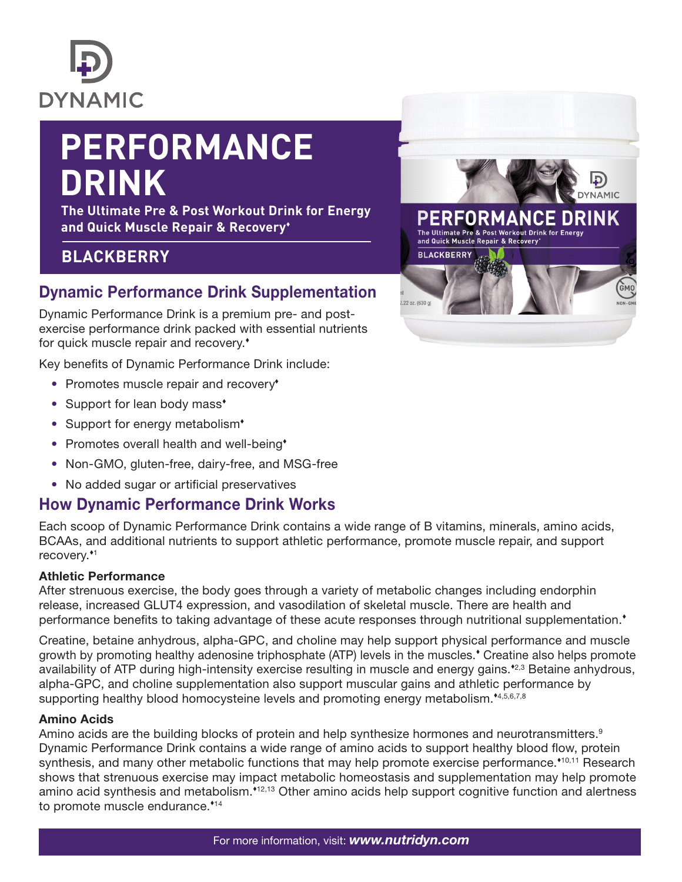DYNAMIC

# PERFORMANCE DRINK

**The Ultimate Pre & Post Workout Drink for Energy and Quick Muscle Repair & Recovery♦**

**BLACKBERRY**

## Dynamic Performance Drink Supplementation

Dynamic Performance Drink is a premium pre- and post-exercise performance drink packed with essential nutrients for quick muscle repair and recovery.♦

Key benefits of Dynamic Performance Drink include:

- Promotes muscle repair and recovery♦
- Support for lean body mass♦
- Support for energy metabolism♦
- Promotes overall health and well-being♦
- Non-GMO, gluten-free, dairy-free, and MSG-free
- No added sugar or artificial preservatives

## How Dynamic Performance Drink Works

Each scoop of Dynamic Performance Drink contains a wide range of B vitamins, minerals, amino acids, BCAAs, and additional nutrients to support athletic performance, promote muscle repair, and support recovery.♦[1]

**Athletic Performance**

After strenuous exercise, the body goes through a variety of metabolic changes including endorphin release, increased GLUT4 expression, and vasodilation of skeletal muscle. There are health and performance benefits to taking advantage of these acute responses through nutritional supplementation.♦

Creatine, betaine anhydrous, alpha-GPC, and choline may help support physical performance and muscle growth by promoting healthy adenosine triphosphate (ATP) levels in the muscles.♦ Creatine also helps promote availability of ATP during high-intensity exercise resulting in muscle and energy gains.♦[2,3] Betaine anhydrous, alpha-GPC, and choline supplementation also support muscular gains and athletic performance by supporting healthy blood homocysteine levels and promoting energy metabolism.♦[4,5,6,7,8]

**Amino Acids**

Amino acids are the building blocks of protein and help synthesize hormones and neurotransmitters.[9] Dynamic Performance Drink contains a wide range of amino acids to support healthy blood flow, protein synthesis, and many other metabolic functions that may help promote exercise performance.♦[10,11] Research shows that strenuous exercise may impact metabolic homeostasis and supplementation may help promote amino acid synthesis and metabolism.♦[12,13] Other amino acids help support cognitive function and alertness to promote muscle endurance.♦[14]

For more information, visit: ***www.nutridyn.com***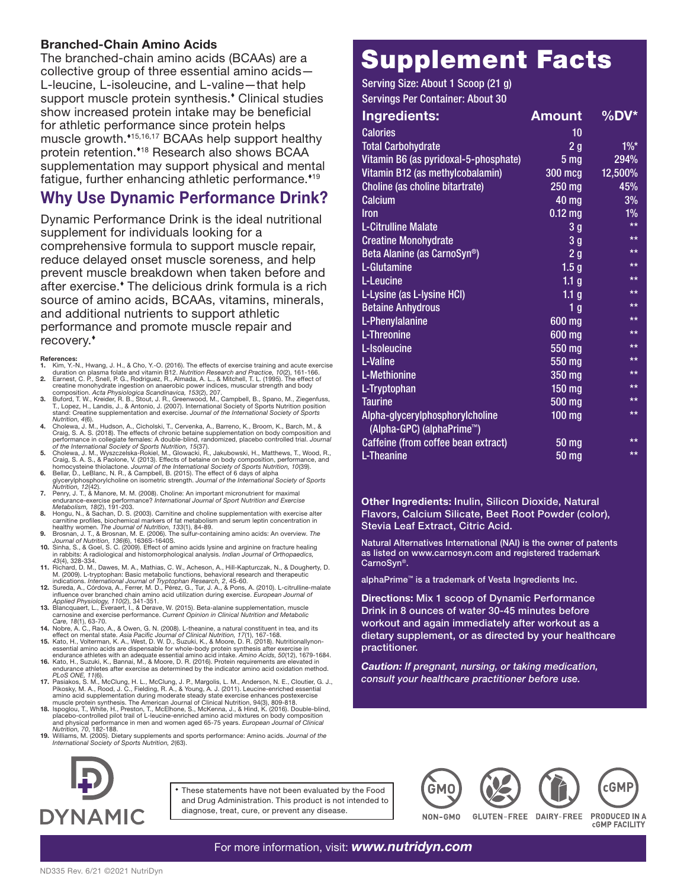### Branched-Chain Amino Acids

The branched-chain amino acids (BCAAs) are a collective group of three essential amino acids—L-leucine, L-isoleucine, and L-valine—that help support muscle protein synthesis.♦ Clinical studies show increased protein intake may be beneficial for athletic performance since protein helps muscle growth.♦[15,16,17] BCAAs help support healthy protein retention.♦[18] Research also shows BCAA supplementation may support physical and mental fatigue, further enhancing athletic performance.♦[19]

## Why Use Dynamic Performance Drink?

Dynamic Performance Drink is the ideal nutritional supplement for individuals looking for a comprehensive formula to support muscle repair, reduce delayed onset muscle soreness, and help prevent muscle breakdown when taken before and after exercise.♦ The delicious drink formula is a rich source of amino acids, BCAAs, vitamins, minerals, and additional nutrients to support athletic performance and promote muscle repair and recovery.♦

**References:**

1. Kim, Y.-N., Hwang, J. H., & Cho, Y.-O. (2016). The effects of exercise training and acute exercise duration on plasma folate and vitamin B12. *Nutrition Research and Practice, 10*(2), 161-166.
2. Earnest, C. P., Snell, P. G., Rodriguez, R., Almada, A. L., & Mitchell, T. L. (1995). The effect of creatine monohydrate ingestion on anaerobic power indices, muscular strength and body composition. *Acta Physiologica Scandinavica, 153*(2), 207.
3. Buford, T. W., Kreider, R. B., Stout, J. R., Greenwood, M., Campbell, B., Spano, M., Ziegenfuss, T., Lopez, H., Landis, J., & Antonio, J. (2007). International Society of Sports Nutrition position stand: Creatine supplementation and exercise. *Journal of the International Society of Sports Nutrition, 4*(6).
4. Cholewa, J. M., Hudson, A., Cicholski, T., Cervenka, A., Barreno, K., Broom, K., Barch, M., & Craig, S. A. S. (2018). The effects of chronic betaine supplementation on body composition and performance in collegiate females: A double-blind, randomized, placebo controlled trial. *Journal of the International Society of Sports Nutrition, 15*(37).
5. Cholewa, J. M., Wyszczelska-Rokiel, M., Glowacki, R., Jakubowski, H., Matthews, T., Wood, R., Craig, S. A. S., & Paolone, V. (2013). Effects of betaine on body composition, performance, and homocysteine thiolactone. *Journal of the International Society of Sports Nutrition, 10*(39).
6. Bellar, D., LeBlanc, N. R., & Campbell, B. (2015). The effect of 6 days of alpha glycerylphosphorylcholine on isometric strength. *Journal of the International Society of Sports Nutrition, 12*(42).
7. Penry, J. T., & Manore, M. M. (2008). Choline: An important micronutrient for maximal endurance-exercise performance? *International Journal of Sport Nutrition and Exercise Metabolism, 18*(2), 191-203.
8. Hongu, N., & Sachan, D. S. (2003). Carnitine and choline supplementation with exercise alter carnitine profiles, biochemical markers of fat metabolism and serum leptin concentration in healthy women. *The Journal of Nutrition, 133*(1), 84-89.
9. Brosnan, J. T., & Brosnan, M. E. (2006). The sulfur-containing amino acids: An overview. *The Journal of Nutrition, 136*(6), 1636S-1640S.
10. Sinha, S., & Goel, S. C. (2009). Effect of amino acids lysine and arginine on fracture healing in rabbits: A radiological and histomorphological analysis. *Indian Journal of Orthopaedics, 43*(4), 328-334.
11. Richard, D. M., Dawes, M. A., Mathias, C. W., Acheson, A., Hill-Kapturczak, N., & Dougherty, D. M. (2009). L-tryptophan: Basic metabolic functions, behavioral research and therapeutic indications. *International Journal of Tryptophan Research, 2*, 45-60.
12. Sureda, A., Córdova, A., Ferrer, M. D., Pérez, G., Tur, J. A., & Pons, A. (2010). L-citrulline-malate influence over branched chain amino acid utilization during exercise. *European Journal of Applied Physiology, 110*(2), 341-351.
13. Blancquaert, L., Everaert, I., & Derave, W. (2015). Beta-alanine supplementation, muscle carnosine and exercise performance. *Current Opinion in Clinical Nutrition and Metabolic Care, 18*(1), 63-70.
14. Nobre, A. C., Rao, A., & Owen, G. N. (2008). L-theanine, a natural constituent in tea, and its effect on mental state. *Asia Pacific Journal of Clinical Nutrition, 17*(1), 167-168.
15. Kato, H., Volterman, K. A., West, D. W. D., Suzuki, K., & Moore, D. R. (2018). Nutritionallynon-essential amino acids are dispensable for whole-body protein synthesis after exercise in endurance athletes with an adequate essential amino acid intake. *Amino Acids, 50*(12), 1679-1684.
16. Kato, H., Suzuki, K., Bannai, M., & Moore, D. R. (2016). Protein requirements are elevated in endurance athletes after exercise as determined by the indicator amino acid oxidation method. *PLoS ONE, 11*(6).
17. Pasiakos, S. M., McClung, H. L., McClung, J. P., Margolis, L. M., Anderson, N. E., Cloutier, G. J., Pikosky, M. A., Rood, J. C., Fielding, R. A., & Young, A. J. (2011). Leucine-enriched essential amino acid supplementation during moderate steady state exercise enhances postexercise muscle protein synthesis. The American Journal of Clinical Nutrition, 94(3), 809-818.
18. Ispoglou, T., White, H., Preston, T., McElhone, S., McKenna, J., & Hind, K. (2016). Double-blind, placebo-controlled pilot trail of L-leucine-enriched amino acid mixtures on body composition and physical performance in men and women aged 65-75 years. *European Journal of Clinical Nutrition, 70*, 182-188.
19. Williams, M. (2005). Dietary supplements and sports performance: Amino acids. *Journal of the International Society of Sports Nutrition, 2*(63).

# Supplement Facts

Serving Size: About 1 Scoop (21 g)
Servings Per Container: About 30

| Ingredients: | Amount | %DV* |
|---|---|---|
| Calories | 10 | |
| Total Carbohydrate | 2 g | 1%* |
| Vitamin B6 (as pyridoxal-5-phosphate) | 5 mg | 294% |
| Vitamin B12 (as methylcobalamin) | 300 mcg | 12,500% |
| Choline (as choline bitartrate) | 250 mg | 45% |
| Calcium | 40 mg | 3% |
| Iron | 0.12 mg | 1% |
| L-Citrulline Malate | 3 g | ** |
| Creatine Monohydrate | 3 g | ** |
| Beta Alanine (as CarnoSyn®) | 2 g | ** |
| L-Glutamine | 1.5 g | ** |
| L-Leucine | 1.1 g | ** |
| L-Lysine (as L-lysine HCl) | 1.1 g | ** |
| Betaine Anhydrous | 1 g | ** |
| L-Phenylalanine | 600 mg | ** |
| L-Threonine | 600 mg | ** |
| L-Isoleucine | 550 mg | ** |
| L-Valine | 550 mg | ** |
| L-Methionine | 350 mg | ** |
| L-Tryptophan | 150 mg | ** |
| Taurine | 500 mg | ** |
| Alpha-glycerylphosphorylcholine (Alpha-GPC) (alphaPrime™) | 100 mg | ** |
| Caffeine (from coffee bean extract) | 50 mg | ** |
| L-Theanine | 50 mg | ** |

**Other Ingredients:** Inulin, Silicon Dioxide, Natural Flavors, Calcium Silicate, Beet Root Powder (color), Stevia Leaf Extract, Citric Acid.

Natural Alternatives International (NAI) is the owner of patents as listed on www.carnosyn.com and registered trademark CarnoSyn®.

alphaPrime™ is a trademark of Vesta Ingredients Inc.

**Directions:** Mix 1 scoop of Dynamic Performance Drink in 8 ounces of water 30-45 minutes before workout and again immediately after workout as a dietary supplement, or as directed by your healthcare practitioner.

***Caution:*** *If pregnant, nursing, or taking medication, consult your healthcare practitioner before use.*

DYNAMIC

♦ These statements have not been evaluated by the Food and Drug Administration. This product is not intended to diagnose, treat, cure, or prevent any disease.

NON-GMO | GLUTEN-FREE | DAIRY-FREE | PRODUCED IN A cGMP FACILITY

For more information, visit: ***www.nutridyn.com***

ND335 Rev. 6/21 ©2021 NutriDyn